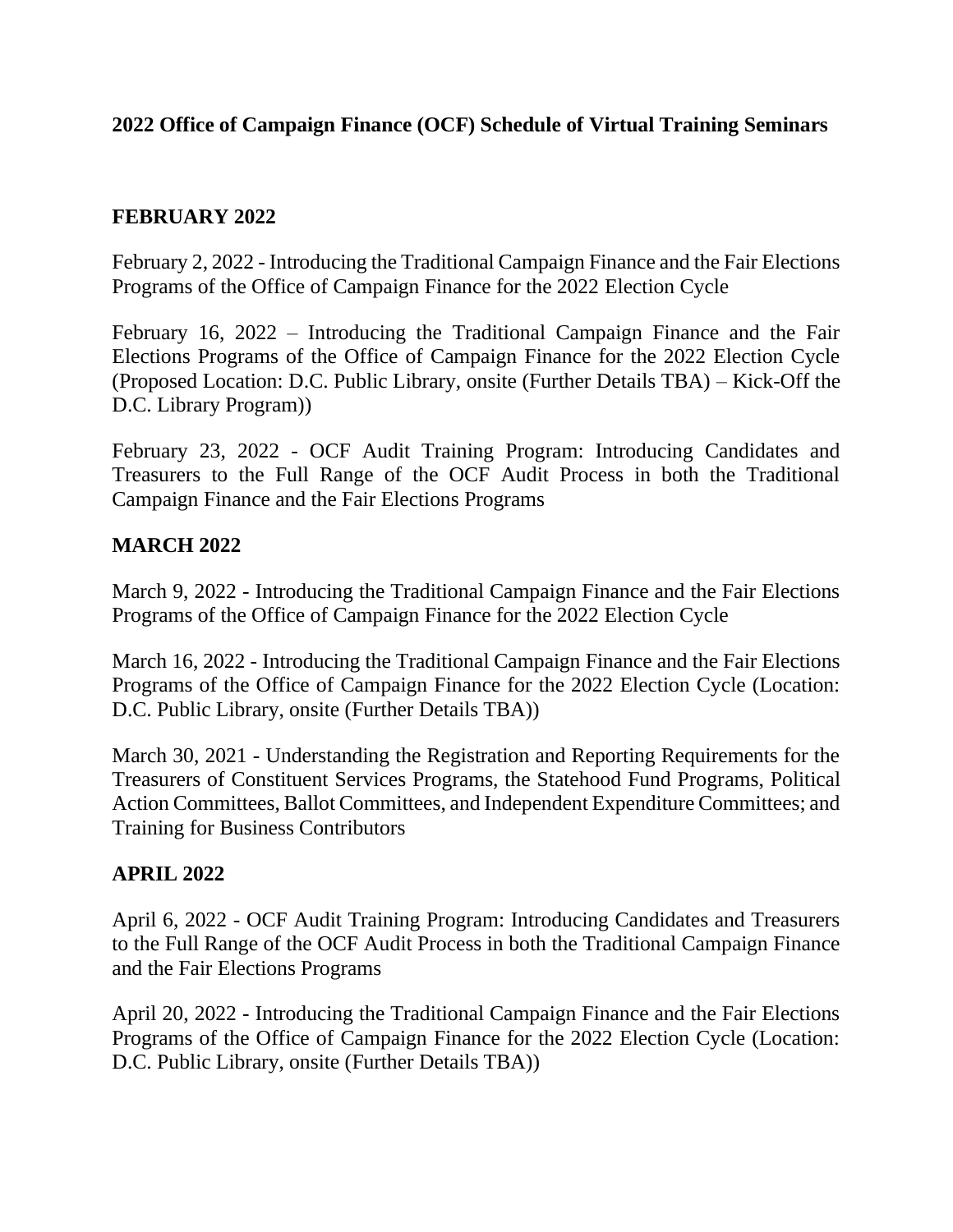**2022 Office of Campaign Finance (OCF) Schedule of Virtual Training Seminars**

**FEBRUARY 2022**

February 2, 2022 - Introducing the Traditional Campaign Finance and the Fair Elections Programs of the Office of Campaign Finance for the 2022 Election Cycle

February 16, 2022 – Introducing the Traditional Campaign Finance and the Fair Elections Programs of the Office of Campaign Finance for the 2022 Election Cycle (Proposed Location: D.C. Public Library, onsite (Further Details TBA) – Kick-Off the D.C. Library Program))

February 23, 2022 - OCF Audit Training Program: Introducing Candidates and Treasurers to the Full Range of the OCF Audit Process in both the Traditional Campaign Finance and the Fair Elections Programs

**MARCH 2022**

March 9, 2022 - Introducing the Traditional Campaign Finance and the Fair Elections Programs of the Office of Campaign Finance for the 2022 Election Cycle

March 16, 2022 - Introducing the Traditional Campaign Finance and the Fair Elections Programs of the Office of Campaign Finance for the 2022 Election Cycle (Location: D.C. Public Library, onsite (Further Details TBA))

March 30, 2021 - Understanding the Registration and Reporting Requirements for the Treasurers of Constituent Services Programs, the Statehood Fund Programs, Political Action Committees, Ballot Committees, and Independent Expenditure Committees; and Training for Business Contributors

**APRIL 2022**

April 6, 2022 - OCF Audit Training Program: Introducing Candidates and Treasurers to the Full Range of the OCF Audit Process in both the Traditional Campaign Finance and the Fair Elections Programs

April 20, 2022 - Introducing the Traditional Campaign Finance and the Fair Elections Programs of the Office of Campaign Finance for the 2022 Election Cycle (Location: D.C. Public Library, onsite (Further Details TBA))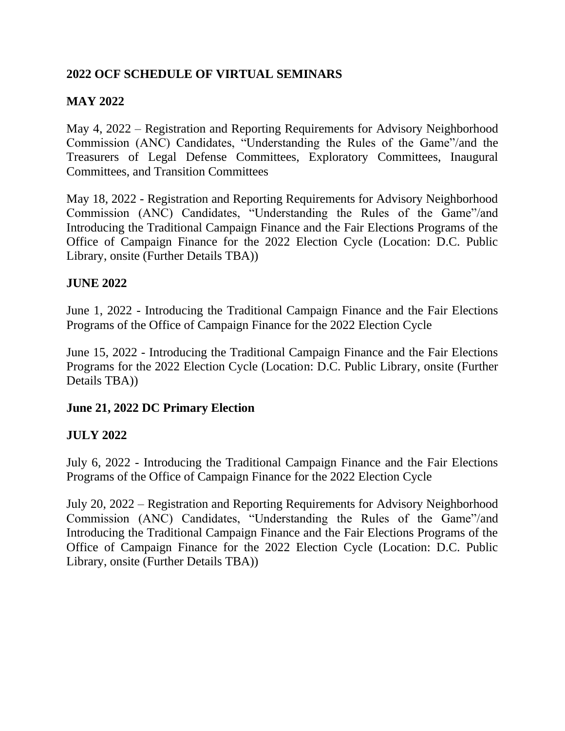## 2022 OCF SCHEDULE OF VIRTUAL SEMINARS

### MAY 2022

May 4, 2022 – Registration and Reporting Requirements for Advisory Neighborhood Commission (ANC) Candidates, "Understanding the Rules of the Game"/and the Treasurers of Legal Defense Committees, Exploratory Committees, Inaugural Committees, and Transition Committees

May 18, 2022 - Registration and Reporting Requirements for Advisory Neighborhood Commission (ANC) Candidates, "Understanding the Rules of the Game"/and Introducing the Traditional Campaign Finance and the Fair Elections Programs of the Office of Campaign Finance for the 2022 Election Cycle (Location: D.C. Public Library, onsite (Further Details TBA))

### JUNE 2022

June 1, 2022 - Introducing the Traditional Campaign Finance and the Fair Elections Programs of the Office of Campaign Finance for the 2022 Election Cycle

June 15, 2022 - Introducing the Traditional Campaign Finance and the Fair Elections Programs for the 2022 Election Cycle (Location: D.C. Public Library, onsite (Further Details TBA))

**June 21, 2022 DC Primary Election**

### JULY 2022

July 6, 2022 - Introducing the Traditional Campaign Finance and the Fair Elections Programs of the Office of Campaign Finance for the 2022 Election Cycle

July 20, 2022 – Registration and Reporting Requirements for Advisory Neighborhood Commission (ANC) Candidates, "Understanding the Rules of the Game"/and Introducing the Traditional Campaign Finance and the Fair Elections Programs of the Office of Campaign Finance for the 2022 Election Cycle (Location: D.C. Public Library, onsite (Further Details TBA))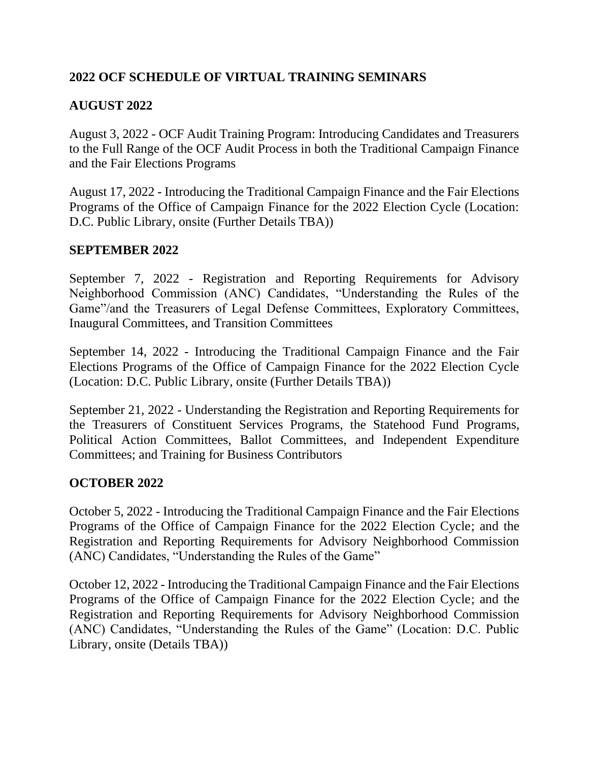## 2022 OCF SCHEDULE OF VIRTUAL TRAINING SEMINARS

### AUGUST 2022

August 3, 2022 - OCF Audit Training Program: Introducing Candidates and Treasurers to the Full Range of the OCF Audit Process in both the Traditional Campaign Finance and the Fair Elections Programs

August 17, 2022 - Introducing the Traditional Campaign Finance and the Fair Elections Programs of the Office of Campaign Finance for the 2022 Election Cycle (Location: D.C. Public Library, onsite (Further Details TBA))

### SEPTEMBER 2022

September 7, 2022 - Registration and Reporting Requirements for Advisory Neighborhood Commission (ANC) Candidates, "Understanding the Rules of the Game"/and the Treasurers of Legal Defense Committees, Exploratory Committees, Inaugural Committees, and Transition Committees

September 14, 2022 - Introducing the Traditional Campaign Finance and the Fair Elections Programs of the Office of Campaign Finance for the 2022 Election Cycle (Location: D.C. Public Library, onsite (Further Details TBA))

September 21, 2022 - Understanding the Registration and Reporting Requirements for the Treasurers of Constituent Services Programs, the Statehood Fund Programs, Political Action Committees, Ballot Committees, and Independent Expenditure Committees; and Training for Business Contributors

### OCTOBER 2022

October 5, 2022 - Introducing the Traditional Campaign Finance and the Fair Elections Programs of the Office of Campaign Finance for the 2022 Election Cycle; and the Registration and Reporting Requirements for Advisory Neighborhood Commission (ANC) Candidates, "Understanding the Rules of the Game"

October 12, 2022 - Introducing the Traditional Campaign Finance and the Fair Elections Programs of the Office of Campaign Finance for the 2022 Election Cycle; and the Registration and Reporting Requirements for Advisory Neighborhood Commission (ANC) Candidates, "Understanding the Rules of the Game" (Location: D.C. Public Library, onsite (Details TBA))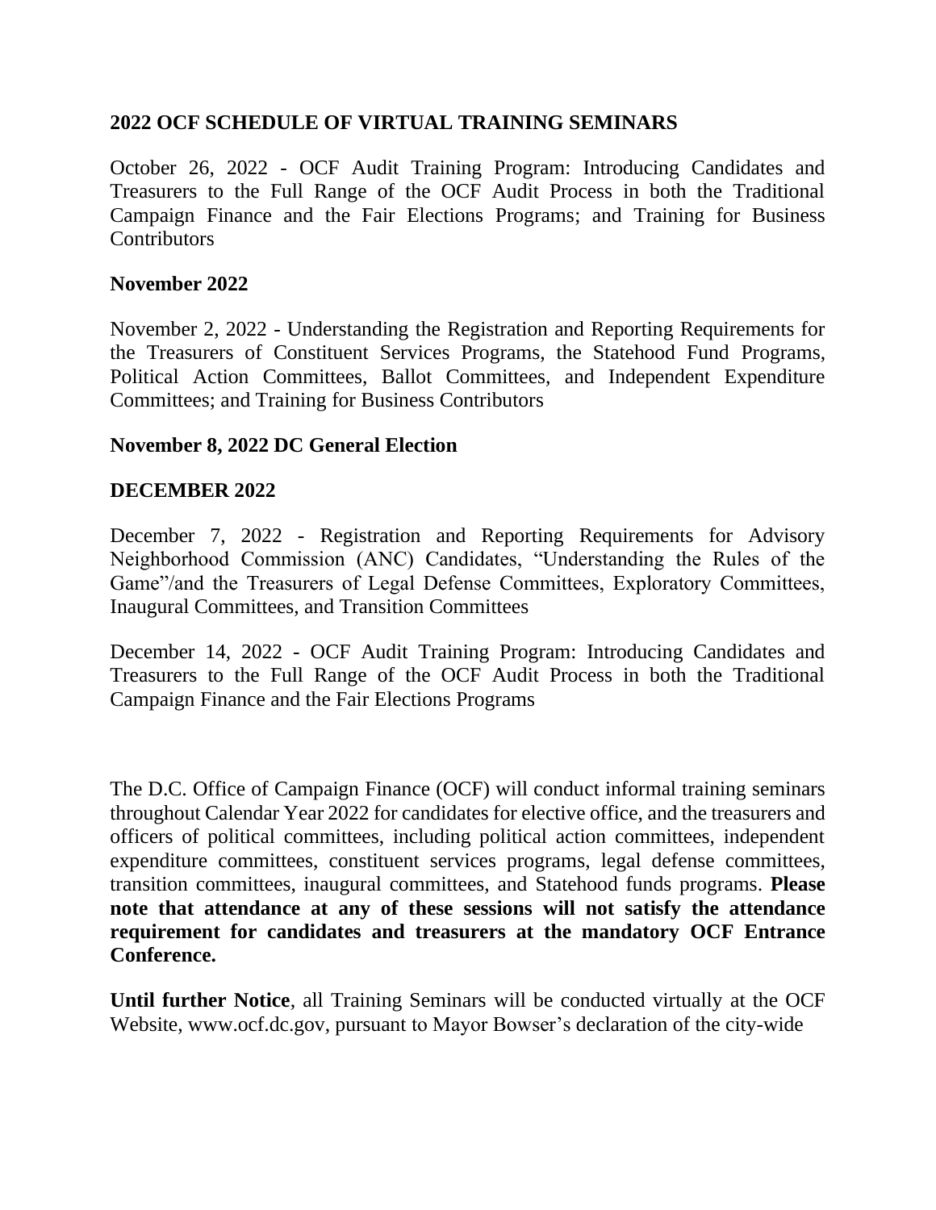## 2022 OCF SCHEDULE OF VIRTUAL TRAINING SEMINARS

October 26, 2022 - OCF Audit Training Program: Introducing Candidates and Treasurers to the Full Range of the OCF Audit Process in both the Traditional Campaign Finance and the Fair Elections Programs; and Training for Business Contributors

### November 2022

November 2, 2022 - Understanding the Registration and Reporting Requirements for the Treasurers of Constituent Services Programs, the Statehood Fund Programs, Political Action Committees, Ballot Committees, and Independent Expenditure Committees; and Training for Business Contributors

### November 8, 2022 DC General Election

### DECEMBER 2022

December 7, 2022 - Registration and Reporting Requirements for Advisory Neighborhood Commission (ANC) Candidates, "Understanding the Rules of the Game"/and the Treasurers of Legal Defense Committees, Exploratory Committees, Inaugural Committees, and Transition Committees

December 14, 2022 - OCF Audit Training Program: Introducing Candidates and Treasurers to the Full Range of the OCF Audit Process in both the Traditional Campaign Finance and the Fair Elections Programs

The D.C. Office of Campaign Finance (OCF) will conduct informal training seminars throughout Calendar Year 2022 for candidates for elective office, and the treasurers and officers of political committees, including political action committees, independent expenditure committees, constituent services programs, legal defense committees, transition committees, inaugural committees, and Statehood funds programs. **Please note that attendance at any of these sessions will not satisfy the attendance requirement for candidates and treasurers at the mandatory OCF Entrance Conference.**

**Until further Notice**, all Training Seminars will be conducted virtually at the OCF Website, www.ocf.dc.gov, pursuant to Mayor Bowser's declaration of the city-wide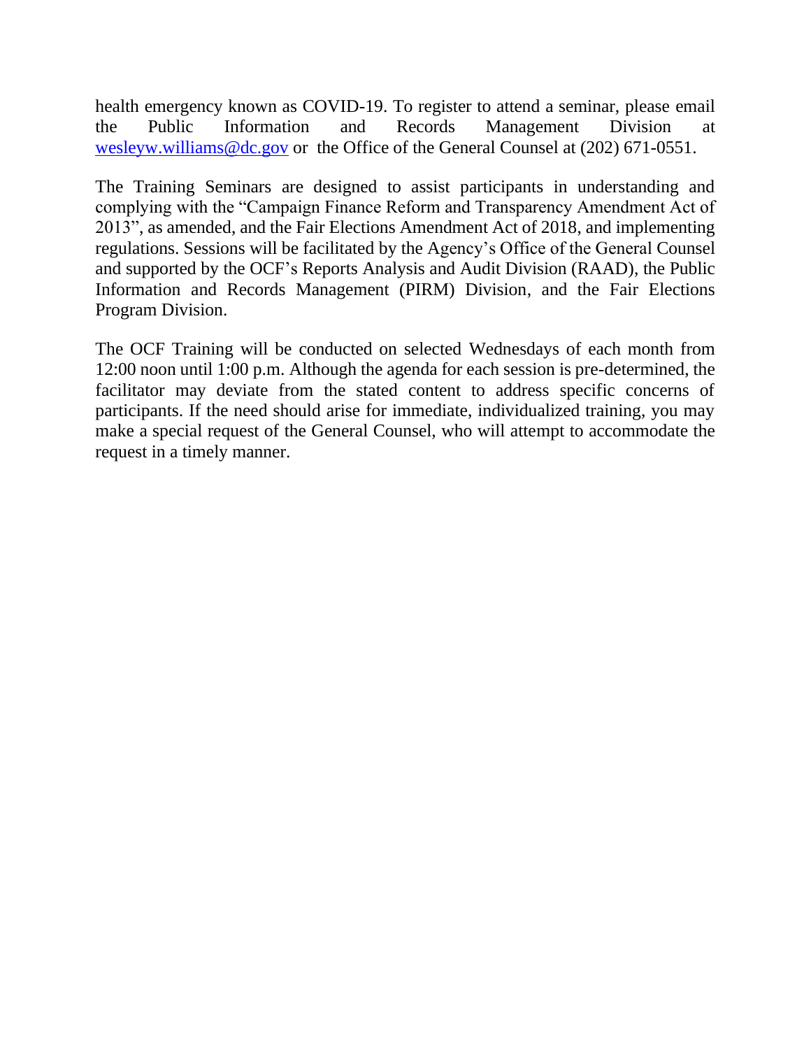health emergency known as COVID-19. To register to attend a seminar, please email the Public Information and Records Management Division at [wesleyw.williams@dc.gov](mailto:wesleyw.williams@dc.gov) or the Office of the General Counsel at (202) 671-0551.

The Training Seminars are designed to assist participants in understanding and complying with the "Campaign Finance Reform and Transparency Amendment Act of 2013", as amended, and the Fair Elections Amendment Act of 2018, and implementing regulations. Sessions will be facilitated by the Agency's Office of the General Counsel and supported by the OCF's Reports Analysis and Audit Division (RAAD), the Public Information and Records Management (PIRM) Division, and the Fair Elections Program Division.

The OCF Training will be conducted on selected Wednesdays of each month from 12:00 noon until 1:00 p.m. Although the agenda for each session is pre-determined, the facilitator may deviate from the stated content to address specific concerns of participants. If the need should arise for immediate, individualized training, you may make a special request of the General Counsel, who will attempt to accommodate the request in a timely manner.